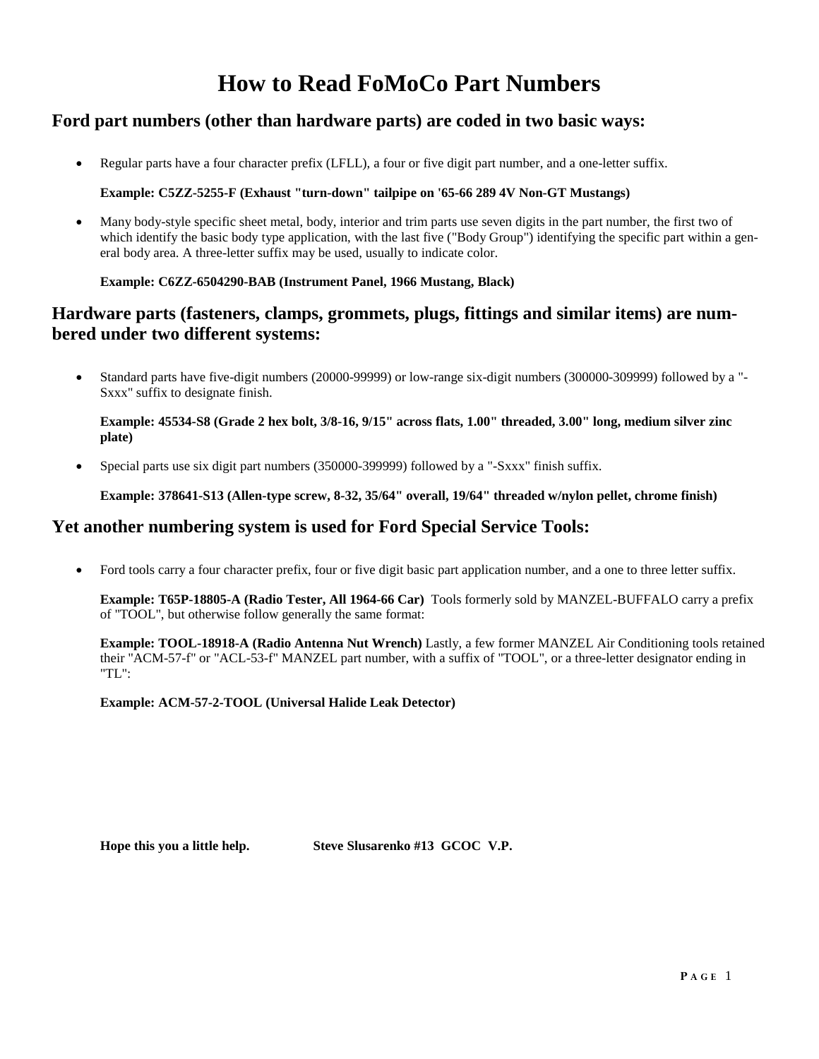# How to Read FoMoCo Part Numbers

## Ford part numbers (other than hardware parts) are coded in two basic ways:

- Regular parts have a four character prefix (LFLL), a four or five digit part number, and a one-letter suffix.

  **Example: C5ZZ-5255-F (Exhaust "turn-down" tailpipe on '65-66 289 4V Non-GT Mustangs)**

- Many body-style specific sheet metal, body, interior and trim parts use seven digits in the part number, the first two of which identify the basic body type application, with the last five ("Body Group") identifying the specific part within a general body area. A three-letter suffix may be used, usually to indicate color.

  **Example: C6ZZ-6504290-BAB (Instrument Panel, 1966 Mustang, Black)**

## Hardware parts (fasteners, clamps, grommets, plugs, fittings and similar items) are numbered under two different systems:

- Standard parts have five-digit numbers (20000-99999) or low-range six-digit numbers (300000-309999) followed by a "-Sxxx" suffix to designate finish.

  **Example: 45534-S8 (Grade 2 hex bolt, 3/8-16, 9/15" across flats, 1.00" threaded, 3.00" long, medium silver zinc plate)**

- Special parts use six digit part numbers (350000-399999) followed by a "-Sxxx" finish suffix.

  **Example: 378641-S13 (Allen-type screw, 8-32, 35/64" overall, 19/64" threaded w/nylon pellet, chrome finish)**

## Yet another numbering system is used for Ford Special Service Tools:

- Ford tools carry a four character prefix, four or five digit basic part application number, and a one to three letter suffix.

  **Example: T65P-18805-A (Radio Tester, All 1964-66 Car)** Tools formerly sold by MANZEL-BUFFALO carry a prefix of "TOOL", but otherwise follow generally the same format:

  **Example: TOOL-18918-A (Radio Antenna Nut Wrench)** Lastly, a few former MANZEL Air Conditioning tools retained their "ACM-57-f" or "ACL-53-f" MANZEL part number, with a suffix of "TOOL", or a three-letter designator ending in "TL":

  **Example: ACM-57-2-TOOL (Universal Halide Leak Detector)**

**Hope this you a little help.** **Steve Slusarenko #13 GCOC V.P.**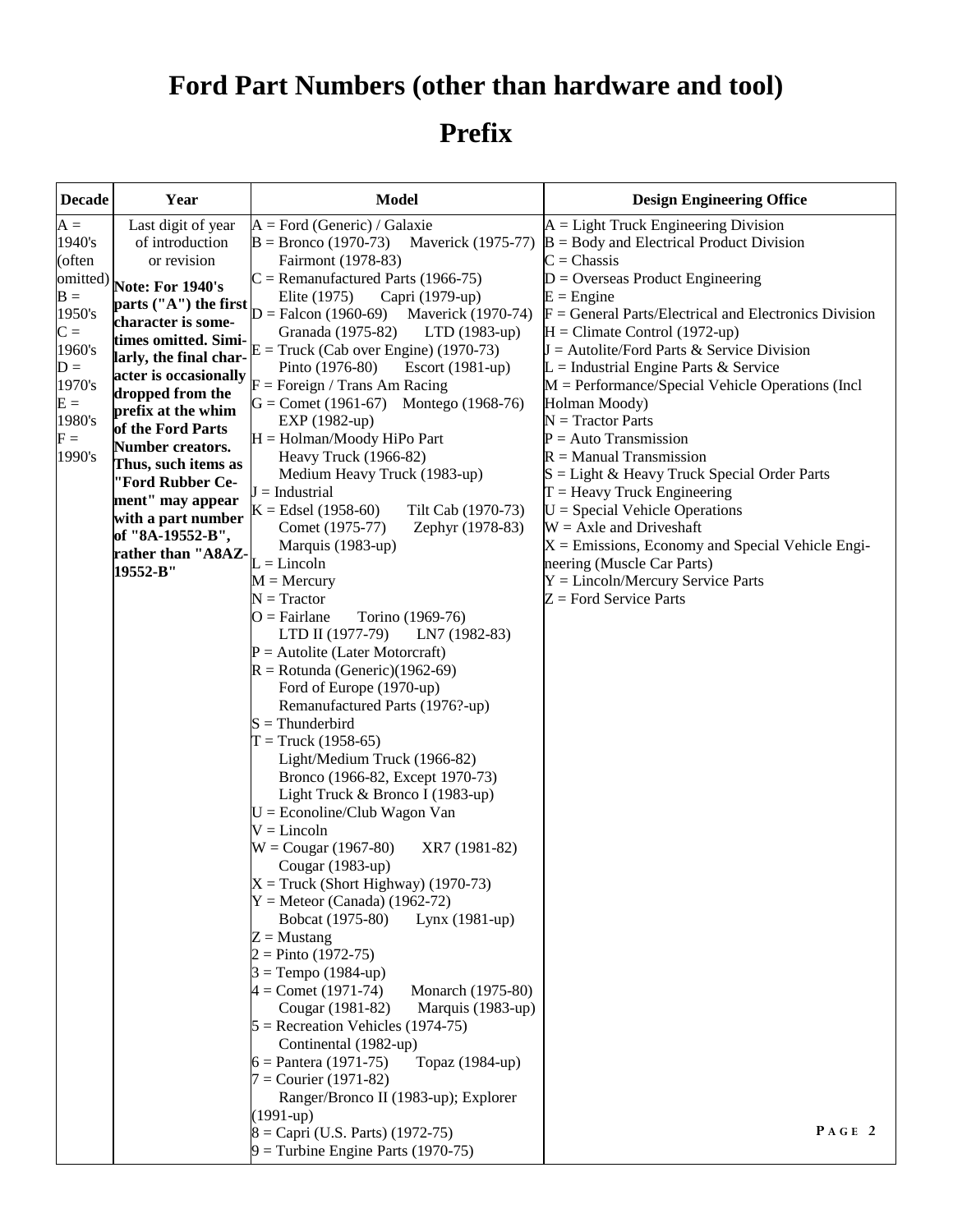# Ford Part Numbers (other than hardware and tool)

## Prefix

| Decade | Year | Model | Design Engineering Office |
| --- | --- | --- | --- |
| A = 1940's (often omitted)<br>B = 1950's<br>C = 1960's<br>D = 1970's<br>E = 1980's<br>F = 1990's | Last digit of year of introduction or revision<br><br>**Note: For 1940's parts ("A") the first character is sometimes omitted. Similarly, the final character is occasionally dropped from the prefix at the whim of the Ford Parts Number creators. Thus, such items as "Ford Rubber Cement" may appear with a part number of "8A-19552-B", rather than "A8AZ-19552-B"** | A = Ford (Generic) / Galaxie<br>B = Bronco (1970-73) Maverick (1975-77) Fairmont (1978-83)<br>C = Remanufactured Parts (1966-75) Elite (1975) Capri (1979-up)<br>D = Falcon (1960-69) Maverick (1970-74) Granada (1975-82) LTD (1983-up)<br>E = Truck (Cab over Engine) (1970-73) Pinto (1976-80) Escort (1981-up)<br>F = Foreign / Trans Am Racing<br>G = Comet (1961-67) Montego (1968-76) EXP (1982-up)<br>H = Holman/Moody HiPo Part Heavy Truck (1966-82) Medium Heavy Truck (1983-up)<br>J = Industrial<br>K = Edsel (1958-60) Tilt Cab (1970-73) Comet (1975-77) Zephyr (1978-83) Marquis (1983-up)<br>L = Lincoln<br>M = Mercury<br>N = Tractor<br>O = Fairlane Torino (1969-76) LTD II (1977-79) LN7 (1982-83)<br>P = Autolite (Later Motorcraft)<br>R = Rotunda (Generic)(1962-69) Ford of Europe (1970-up) Remanufactured Parts (1976?-up)<br>S = Thunderbird<br>T = Truck (1958-65) Light/Medium Truck (1966-82) Bronco (1966-82, Except 1970-73) Light Truck & Bronco I (1983-up)<br>U = Econoline/Club Wagon Van<br>V = Lincoln<br>W = Cougar (1967-80) XR7 (1981-82) Cougar (1983-up)<br>X = Truck (Short Highway) (1970-73)<br>Y = Meteor (Canada) (1962-72) Bobcat (1975-80) Lynx (1981-up)<br>Z = Mustang<br>2 = Pinto (1972-75)<br>3 = Tempo (1984-up)<br>4 = Comet (1971-74) Monarch (1975-80) Cougar (1981-82) Marquis (1983-up)<br>5 = Recreation Vehicles (1974-75) Continental (1982-up)<br>6 = Pantera (1971-75) Topaz (1984-up)<br>7 = Courier (1971-82) Ranger/Bronco II (1983-up); Explorer (1991-up)<br>8 = Capri (U.S. Parts) (1972-75)<br>9 = Turbine Engine Parts (1970-75) | A = Light Truck Engineering Division<br>B = Body and Electrical Product Division<br>C = Chassis<br>D = Overseas Product Engineering<br>E = Engine<br>F = General Parts/Electrical and Electronics Division<br>H = Climate Control (1972-up)<br>J = Autolite/Ford Parts & Service Division<br>L = Industrial Engine Parts & Service<br>M = Performance/Special Vehicle Operations (Incl Holman Moody)<br>N = Tractor Parts<br>P = Auto Transmission<br>R = Manual Transmission<br>S = Light & Heavy Truck Special Order Parts<br>T = Heavy Truck Engineering<br>U = Special Vehicle Operations<br>W = Axle and Driveshaft<br>X = Emissions, Economy and Special Vehicle Engineering (Muscle Car Parts)<br>Y = Lincoln/Mercury Service Parts<br>Z = Ford Service Parts |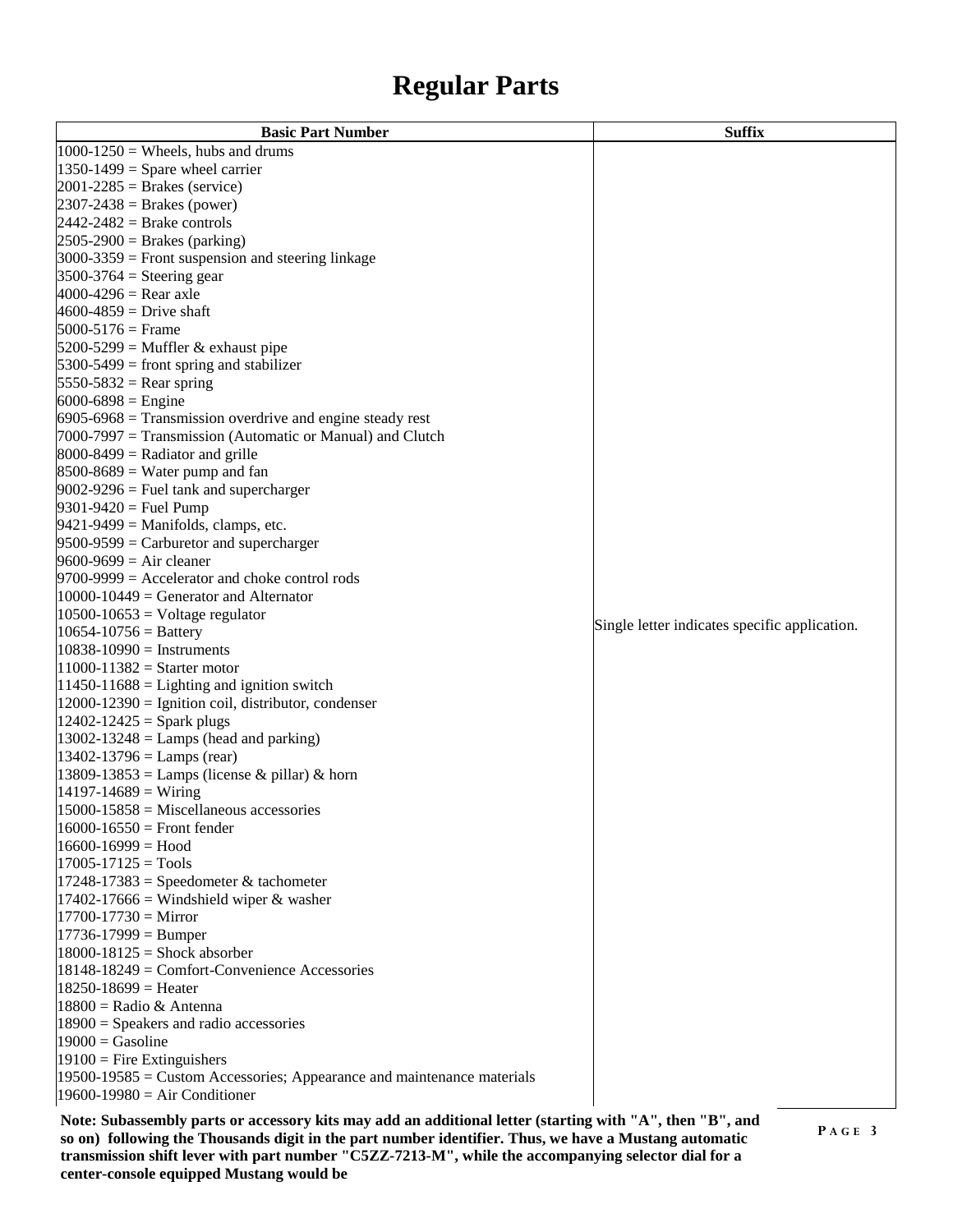# Regular Parts

| Basic Part Number | Suffix |
|---|---|
| 1000-1250 = Wheels, hubs and drums<br>1350-1499 = Spare wheel carrier<br>2001-2285 = Brakes (service)<br>2307-2438 = Brakes (power)<br>2442-2482 = Brake controls<br>2505-2900 = Brakes (parking)<br>3000-3359 = Front suspension and steering linkage<br>3500-3764 = Steering gear<br>4000-4296 = Rear axle<br>4600-4859 = Drive shaft<br>5000-5176 = Frame<br>5200-5299 = Muffler & exhaust pipe<br>5300-5499 = front spring and stabilizer<br>5550-5832 = Rear spring<br>6000-6898 = Engine<br>6905-6968 = Transmission overdrive and engine steady rest<br>7000-7997 = Transmission (Automatic or Manual) and Clutch<br>8000-8499 = Radiator and grille<br>8500-8689 = Water pump and fan<br>9002-9296 = Fuel tank and supercharger<br>9301-9420 = Fuel Pump<br>9421-9499 = Manifolds, clamps, etc.<br>9500-9599 = Carburetor and supercharger<br>9600-9699 = Air cleaner<br>9700-9999 = Accelerator and choke control rods<br>10000-10449 = Generator and Alternator<br>10500-10653 = Voltage regulator<br>10654-10756 = Battery<br>10838-10990 = Instruments<br>11000-11382 = Starter motor<br>11450-11688 = Lighting and ignition switch<br>12000-12390 = Ignition coil, distributor, condenser<br>12402-12425 = Spark plugs<br>13002-13248 = Lamps (head and parking)<br>13402-13796 = Lamps (rear)<br>13809-13853 = Lamps (license & pillar) & horn<br>14197-14689 = Wiring<br>15000-15858 = Miscellaneous accessories<br>16000-16550 = Front fender<br>16600-16999 = Hood<br>17005-17125 = Tools<br>17248-17383 = Speedometer & tachometer<br>17402-17666 = Windshield wiper & washer<br>17700-17730 = Mirror<br>17736-17999 = Bumper<br>18000-18125 = Shock absorber<br>18148-18249 = Comfort-Convenience Accessories<br>18250-18699 = Heater<br>18800 = Radio & Antenna<br>18900 = Speakers and radio accessories<br>19000 = Gasoline<br>19100 = Fire Extinguishers<br>19500-19585 = Custom Accessories; Appearance and maintenance materials<br>19600-19980 = Air Conditioner | Single letter indicates specific application. |

**Note: Subassembly parts or accessory kits may add an additional letter (starting with "A", then "B", and so on) following the Thousands digit in the part number identifier. Thus, we have a Mustang automatic transmission shift lever with part number "C5ZZ-7213-M", while the accompanying selector dial for a center-console equipped Mustang would be**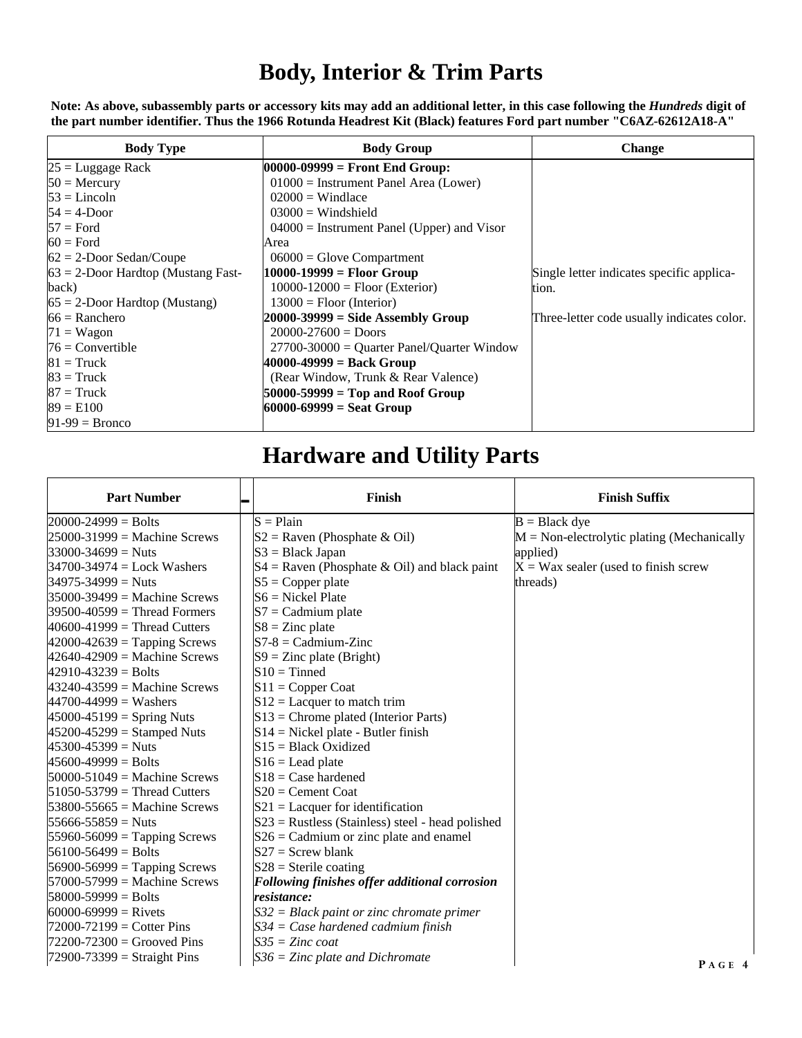# Body, Interior & Trim Parts

**Note: As above, subassembly parts or accessory kits may add an additional letter, in this case following the *Hundreds* digit of the part number identifier. Thus the 1966 Rotunda Headrest Kit (Black) features Ford part number "C6AZ-62612A18-A"**

| Body Type | Body Group | Change |
|---|---|---|
| 25 = Luggage Rack<br>50 = Mercury<br>53 = Lincoln<br>54 = 4-Door<br>57 = Ford<br>60 = Ford<br>62 = 2-Door Sedan/Coupe<br>63 = 2-Door Hardtop (Mustang Fast-back)<br>65 = 2-Door Hardtop (Mustang)<br>66 = Ranchero<br>71 = Wagon<br>76 = Convertible<br>81 = Truck<br>83 = Truck<br>87 = Truck<br>89 = E100<br>91-99 = Bronco | **00000-09999 = Front End Group:**<br>01000 = Instrument Panel Area (Lower)<br>02000 = Windlace<br>03000 = Windshield<br>04000 = Instrument Panel (Upper) and Visor Area<br>06000 = Glove Compartment<br>**10000-19999 = Floor Group**<br>10000-12000 = Floor (Exterior)<br>13000 = Floor (Interior)<br>**20000-39999 = Side Assembly Group**<br>20000-27600 = Doors<br>27700-30000 = Quarter Panel/Quarter Window<br>**40000-49999 = Back Group**<br>(Rear Window, Trunk & Rear Valence)<br>**50000-59999 = Top and Roof Group**<br>**60000-69999 = Seat Group** | Single letter indicates specific application.<br><br>Three-letter code usually indicates color. |

# Hardware and Utility Parts

| Part Number | - | Finish | Finish Suffix |
|---|---|---|---|
| 20000-24999 = Bolts<br>25000-31999 = Machine Screws<br>33000-34699 = Nuts<br>34700-34974 = Lock Washers<br>34975-34999 = Nuts<br>35000-39499 = Machine Screws<br>39500-40599 = Thread Formers<br>40600-41999 = Thread Cutters<br>42000-42639 = Tapping Screws<br>42640-42909 = Machine Screws<br>42910-43239 = Bolts<br>43240-43599 = Machine Screws<br>44700-44999 = Washers<br>45000-45199 = Spring Nuts<br>45200-45299 = Stamped Nuts<br>45300-45399 = Nuts<br>45600-49999 = Bolts<br>50000-51049 = Machine Screws<br>51050-53799 = Thread Cutters<br>53800-55665 = Machine Screws<br>55666-55859 = Nuts<br>55960-56099 = Tapping Screws<br>56100-56499 = Bolts<br>56900-56999 = Tapping Screws<br>57000-57999 = Machine Screws<br>58000-59999 = Bolts<br>60000-69999 = Rivets<br>72000-72199 = Cotter Pins<br>72200-72300 = Grooved Pins<br>72900-73399 = Straight Pins | | S = Plain<br>S2 = Raven (Phosphate & Oil)<br>S3 = Black Japan<br>S4 = Raven (Phosphate & Oil) and black paint<br>S5 = Copper plate<br>S6 = Nickel Plate<br>S7 = Cadmium plate<br>S8 = Zinc plate<br>S7-8 = Cadmium-Zinc<br>S9 = Zinc plate (Bright)<br>S10 = Tinned<br>S11 = Copper Coat<br>S12 = Lacquer to match trim<br>S13 = Chrome plated (Interior Parts)<br>S14 = Nickel plate - Butler finish<br>S15 = Black Oxidized<br>S16 = Lead plate<br>S18 = Case hardened<br>S20 = Cement Coat<br>S21 = Lacquer for identification<br>S23 = Rustless (Stainless) steel - head polished<br>S26 = Cadmium or zinc plate and enamel<br>S27 = Screw blank<br>S28 = Sterile coating<br>***Following finishes offer additional corrosion resistance:***<br>*S32 = Black paint or zinc chromate primer*<br>*S34 = Case hardened cadmium finish*<br>*S35 = Zinc coat*<br>*S36 = Zinc plate and Dichromate* | B = Black dye<br>M = Non-electrolytic plating (Mechanically applied)<br>X = Wax sealer (used to finish screw threads) |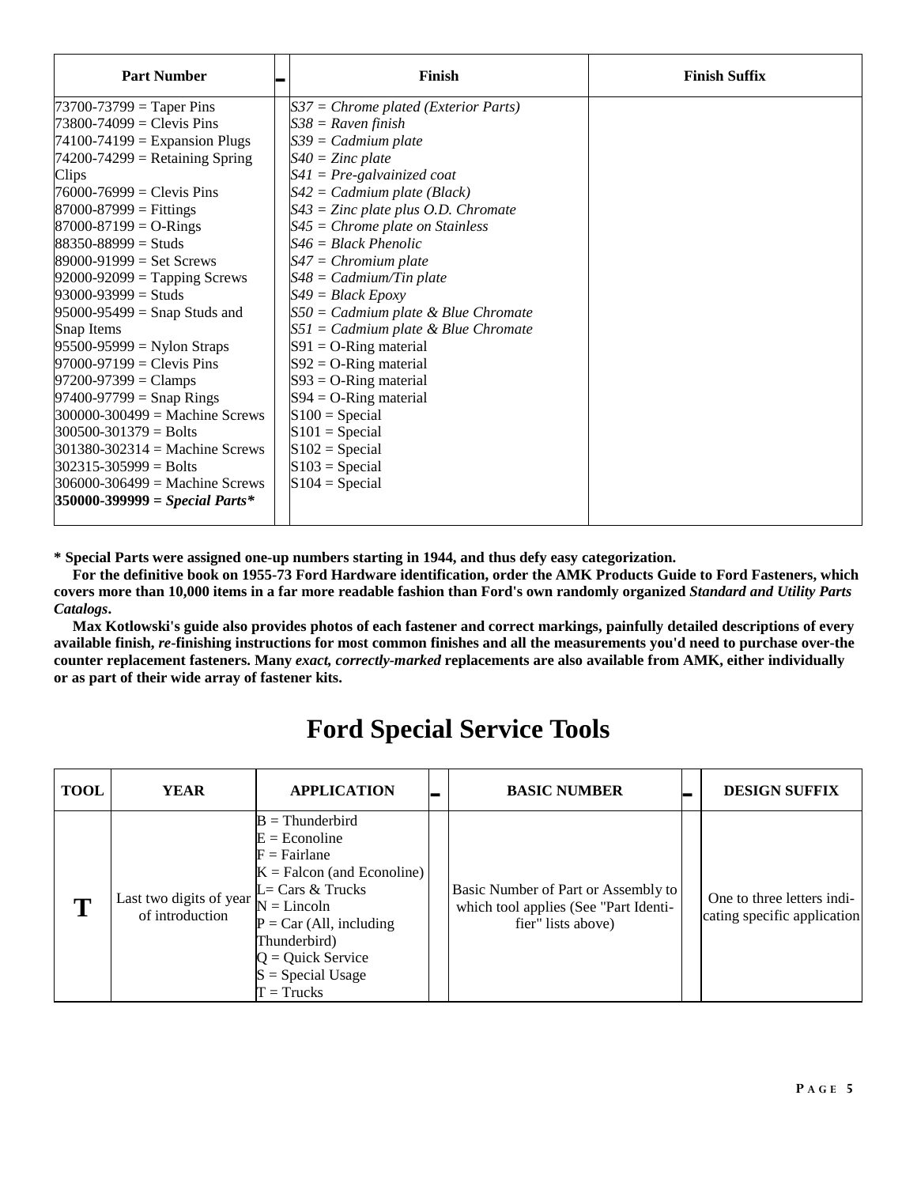| Part Number | - | Finish | Finish Suffix |
|---|---|---|---|
| 73700-73799 = Taper Pins<br>73800-74099 = Clevis Pins<br>74100-74199 = Expansion Plugs<br>74200-74299 = Retaining Spring Clips<br>76000-76999 = Clevis Pins<br>87000-87999 = Fittings<br>87000-87199 = O-Rings<br>88350-88999 = Studs<br>89000-91999 = Set Screws<br>92000-92099 = Tapping Screws<br>93000-93999 = Studs<br>95000-95499 = Snap Studs and Snap Items<br>95500-95999 = Nylon Straps<br>97000-97199 = Clevis Pins<br>97200-97399 = Clamps<br>97400-97799 = Snap Rings<br>300000-300499 = Machine Screws<br>300500-301379 = Bolts<br>301380-302314 = Machine Screws<br>302315-305999 = Bolts<br>306000-306499 = Machine Screws<br>**350000-399999 = *Special Parts****** | | *S37 = Chrome plated (Exterior Parts)*<br>*S38 = Raven finish*<br>*S39 = Cadmium plate*<br>*S40 = Zinc plate*<br>*S41 = Pre-galvainized coat*<br>*S42 = Cadmium plate (Black)*<br>*S43 = Zinc plate plus O.D. Chromate*<br>*S45 = Chrome plate on Stainless*<br>*S46 = Black Phenolic*<br>*S47 = Chromium plate*<br>*S48 = Cadmium/Tin plate*<br>*S49 = Black Epoxy*<br>*S50 = Cadmium plate & Blue Chromate*<br>*S51 = Cadmium plate & Blue Chromate*<br>S91 = O-Ring material<br>S92 = O-Ring material<br>S93 = O-Ring material<br>S94 = O-Ring material<br>S100 = Special<br>S101 = Special<br>S102 = Special<br>S103 = Special<br>S104 = Special | |

**\* Special Parts were assigned one-up numbers starting in 1944, and thus defy easy categorization.**

**For the definitive book on 1955-73 Ford Hardware identification, order the AMK Products Guide to Ford Fasteners, which covers more than 10,000 items in a far more readable fashion than Ford's own randomly organized *Standard and Utility Parts Catalogs*.**

**Max Kotlowski's guide also provides photos of each fastener and correct markings, painfully detailed descriptions of every available finish, *re*-finishing instructions for most common finishes and all the measurements you'd need to purchase over-the counter replacement fasteners. Many *exact, correctly-marked* replacements are also available from AMK, either individually or as part of their wide array of fastener kits.**

# Ford Special Service Tools

| TOOL | YEAR | APPLICATION | - | BASIC NUMBER | - | DESIGN SUFFIX |
|---|---|---|---|---|---|---|
| **T** | Last two digits of year of introduction | B = Thunderbird<br>E = Econoline<br>F = Fairlane<br>K = Falcon (and Econoline)<br>L= Cars & Trucks<br>N = Lincoln<br>P = Car (All, including Thunderbird)<br>Q = Quick Service<br>S = Special Usage<br>T = Trucks | | Basic Number of Part or Assembly to which tool applies (See "Part Identifier" lists above) | | One to three letters indicating specific application |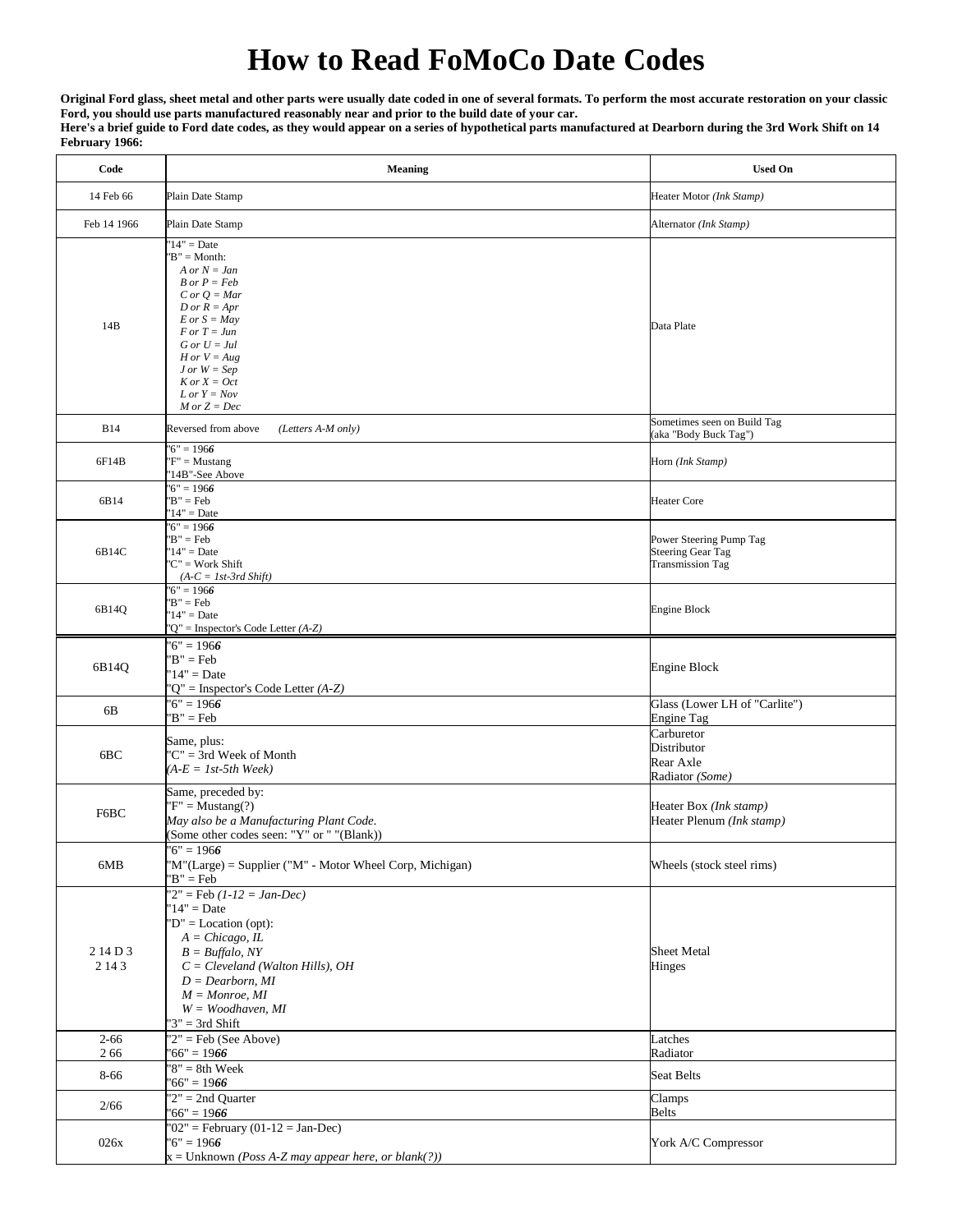# How to Read FoMoCo Date Codes

**Original Ford glass, sheet metal and other parts were usually date coded in one of several formats. To perform the most accurate restoration on your classic Ford, you should use parts manufactured reasonably near and prior to the build date of your car.**
**Here's a brief guide to Ford date codes, as they would appear on a series of hypothetical parts manufactured at Dearborn during the 3rd Work Shift on 14 February 1966:**

| Code | Meaning | Used On |
|---|---|---|
| 14 Feb 66 | Plain Date Stamp | Heater Motor *(Ink Stamp)* |
| Feb 14 1966 | Plain Date Stamp | Alternator *(Ink Stamp)* |
| 14B | "14" = Date<br>"B" = Month:<br>*A or N = Jan*<br>*B or P = Feb*<br>*C or Q = Mar*<br>*D or R = Apr*<br>*E or S = May*<br>*F or T = Jun*<br>*G or U = Jul*<br>*H or V = Aug*<br>*J or W = Sep*<br>*K or X = Oct*<br>*L or Y = Nov*<br>*M or Z = Dec* | Data Plate |
| B14 | Reversed from above *(Letters A-M only)* | Sometimes seen on Build Tag (aka "Body Buck Tag") |
| 6F14B | "6" = 196***6***<br>"F" = Mustang<br>"14B"-See Above | Horn *(Ink Stamp)* |
| 6B14 | "6" = 196***6***<br>"B" = Feb<br>"14" = Date | Heater Core |
| 6B14C | "6" = 196***6***<br>"B" = Feb<br>"14" = Date<br>"C" = Work Shift<br>*(A-C = 1st-3rd Shift)* | Power Steering Pump Tag<br>Steering Gear Tag<br>Transmission Tag |
| 6B14Q | "6" = 196***6***<br>"B" = Feb<br>"14" = Date<br>"Q" = Inspector's Code Letter *(A-Z)* | Engine Block |
| 6B14Q | "6" = 196***6***<br>"B" = Feb<br>"14" = Date<br>"Q" = Inspector's Code Letter *(A-Z)* | Engine Block |
| 6B | "6" = 196***6***<br>"B" = Feb | Glass (Lower LH of "Carlite")<br>Engine Tag |
| 6BC | Same, plus:<br>"C" = 3rd Week of Month<br>*(A-E = 1st-5th Week)* | Carburetor<br>Distributor<br>Rear Axle<br>Radiator *(Some)* |
| F6BC | Same, preceded by:<br>"F" = Mustang(?)<br>*May also be a Manufacturing Plant Code.*<br>(Some other codes seen: "Y" or " "(Blank)) | Heater Box *(Ink stamp)*<br>Heater Plenum *(Ink stamp)* |
| 6MB | "6" = 196***6***<br>"M"(Large) = Supplier ("M" - Motor Wheel Corp, Michigan)<br>"B" = Feb | Wheels (stock steel rims) |
| 2 14 D 3<br>2 14 3 | "2" = Feb *(1-12 = Jan-Dec)*<br>"14" = Date<br>"D" = Location (opt):<br>*A = Chicago, IL*<br>*B = Buffalo, NY*<br>*C = Cleveland (Walton Hills), OH*<br>*D = Dearborn, MI*<br>*M = Monroe, MI*<br>*W = Woodhaven, MI*<br>"3" = 3rd Shift | Sheet Metal<br>Hinges |
| 2-66<br>2 66 | "2" = Feb (See Above)<br>"66" = 19***66*** | Latches<br>Radiator |
| 8-66 | "8" = 8th Week<br>"66" = 19***66*** | Seat Belts |
| 2/66 | "2" = 2nd Quarter<br>"66" = 19***66*** | Clamps<br>Belts |
| 026x | "02" = February (01-12 = Jan-Dec)<br>"6" = 196***6***<br>x = Unknown *(Poss A-Z may appear here, or blank(?))* | York A/C Compressor |